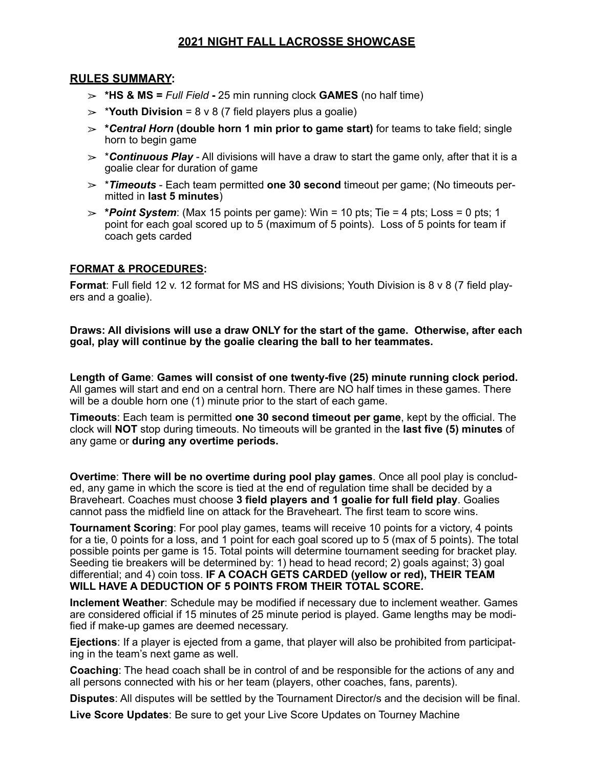# 2021 NIGHT FALL LACROSSE SHOWCASE

## RULES SUMMARY:

- ➢ ***HS & MS =** *Full Field* **-** 25 min running clock **GAMES** (no half time)
- ➢ ***Youth Division** = 8 v 8 (7 field players plus a goalie)
- ➢ ***Central Horn* (double horn 1 min prior to game start)** for teams to take field; single horn to begin game
- ➢ ****Continuous Play*** - All divisions will have a draw to start the game only, after that it is a goalie clear for duration of game
- ➢ ****Timeouts*** - Each team permitted **one 30 second** timeout per game; (No timeouts permitted in **last 5 minutes**)
- ➢ ***Point System***: (Max 15 points per game): Win = 10 pts; Tie = 4 pts; Loss = 0 pts; 1 point for each goal scored up to 5 (maximum of 5 points). Loss of 5 points for team if coach gets carded

## FORMAT & PROCEDURES:

**Format**: Full field 12 v. 12 format for MS and HS divisions; Youth Division is 8 v 8 (7 field players and a goalie).

**Draws: All divisions will use a draw ONLY for the start of the game. Otherwise, after each goal, play will continue by the goalie clearing the ball to her teammates.**

**Length of Game**: **Games will consist of one twenty-five (25) minute running clock period.** All games will start and end on a central horn. There are NO half times in these games. There will be a double horn one (1) minute prior to the start of each game.

**Timeouts**: Each team is permitted **one 30 second timeout per game**, kept by the official. The clock will **NOT** stop during timeouts. No timeouts will be granted in the **last five (5) minutes** of any game or **during any overtime periods.**

**Overtime**: **There will be no overtime during pool play games**. Once all pool play is concluded, any game in which the score is tied at the end of regulation time shall be decided by a Braveheart. Coaches must choose **3 field players and 1 goalie for full field play**. Goalies cannot pass the midfield line on attack for the Braveheart. The first team to score wins.

**Tournament Scoring**: For pool play games, teams will receive 10 points for a victory, 4 points for a tie, 0 points for a loss, and 1 point for each goal scored up to 5 (max of 5 points). The total possible points per game is 15. Total points will determine tournament seeding for bracket play. Seeding tie breakers will be determined by: 1) head to head record; 2) goals against; 3) goal differential; and 4) coin toss. **IF A COACH GETS CARDED (yellow or red), THEIR TEAM WILL HAVE A DEDUCTION OF 5 POINTS FROM THEIR TOTAL SCORE.**

**Inclement Weather**: Schedule may be modified if necessary due to inclement weather. Games are considered official if 15 minutes of 25 minute period is played. Game lengths may be modified if make-up games are deemed necessary.

**Ejections**: If a player is ejected from a game, that player will also be prohibited from participating in the team's next game as well.

**Coaching**: The head coach shall be in control of and be responsible for the actions of any and all persons connected with his or her team (players, other coaches, fans, parents).

**Disputes**: All disputes will be settled by the Tournament Director/s and the decision will be final.

**Live Score Updates**: Be sure to get your Live Score Updates on Tourney Machine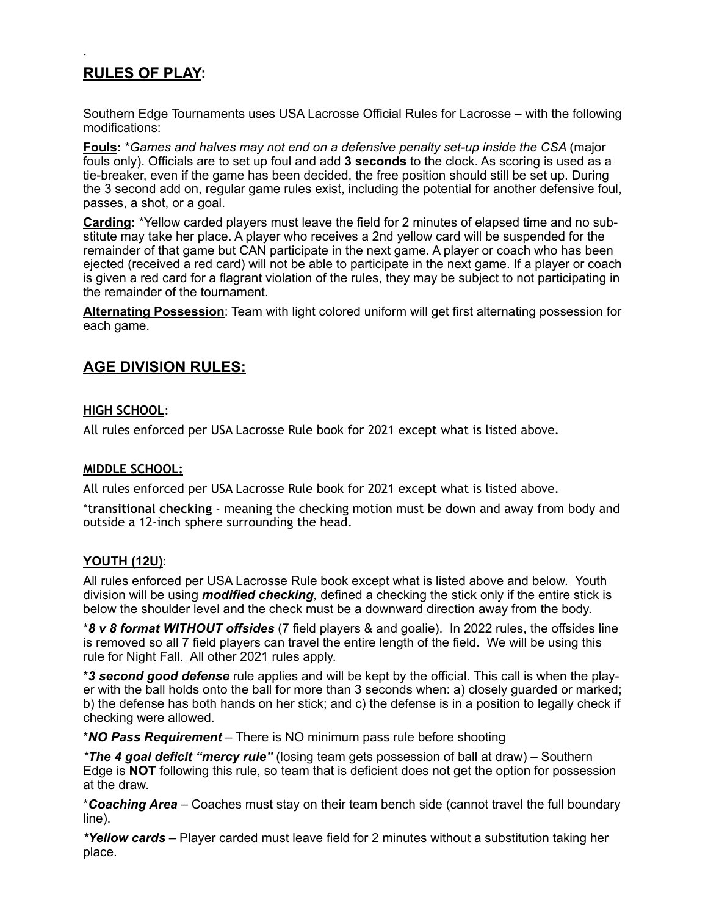.

## RULES OF PLAY:

Southern Edge Tournaments uses USA Lacrosse Official Rules for Lacrosse – with the following modifications:

**Fouls:** *\*Games and halves may not end on a defensive penalty set-up inside the CSA* (major fouls only). Officials are to set up foul and add **3 seconds** to the clock. As scoring is used as a tie-breaker, even if the game has been decided, the free position should still be set up. During the 3 second add on, regular game rules exist, including the potential for another defensive foul, passes, a shot, or a goal.

**Carding:** *Yellow carded players must leave the field for 2 minutes of elapsed time and no substitute may take her place. A player who receives a 2nd yellow card will be suspended for the remainder of that game but CAN participate in the next game. A player or coach who has been ejected (received a red card) will not be able to participate in the next game. If a player or coach is given a red card for a flagrant violation of the rules, they may be subject to not participating in the remainder of the tournament.

**Alternating Possession**: Team with light colored uniform will get first alternating possession for each game.

## AGE DIVISION RULES:

### HIGH SCHOOL:

All rules enforced per USA Lacrosse Rule book for 2021 except what is listed above.

### MIDDLE SCHOOL:

All rules enforced per USA Lacrosse Rule book for 2021 except what is listed above.

*t**ransitional checking** - meaning the checking motion must be down and away from body and outside a 12-inch sphere surrounding the head.

### YOUTH (12U):

All rules enforced per USA Lacrosse Rule book except what is listed above and below. Youth division will be using ***modified checking**,* defined a checking the stick only if the entire stick is below the shoulder level and the check must be a downward direction away from the body.

****8 v 8 format WITHOUT offsides*** (7 field players & and goalie). In 2022 rules, the offsides line is removed so all 7 field players can travel the entire length of the field. We will be using this rule for Night Fall. All other 2021 rules apply.

****3 second good defense*** rule applies and will be kept by the official. This call is when the player with the ball holds onto the ball for more than 3 seconds when: a) closely guarded or marked; b) the defense has both hands on her stick; and c) the defense is in a position to legally check if checking were allowed.

****NO Pass Requirement*** – There is NO minimum pass rule before shooting

****The 4 goal deficit "mercy rule"*** (losing team gets possession of ball at draw) – Southern Edge is **NOT** following this rule, so team that is deficient does not get the option for possession at the draw.

****Coaching Area*** – Coaches must stay on their team bench side (cannot travel the full boundary line).

****Yellow cards*** – Player carded must leave field for 2 minutes without a substitution taking her place.